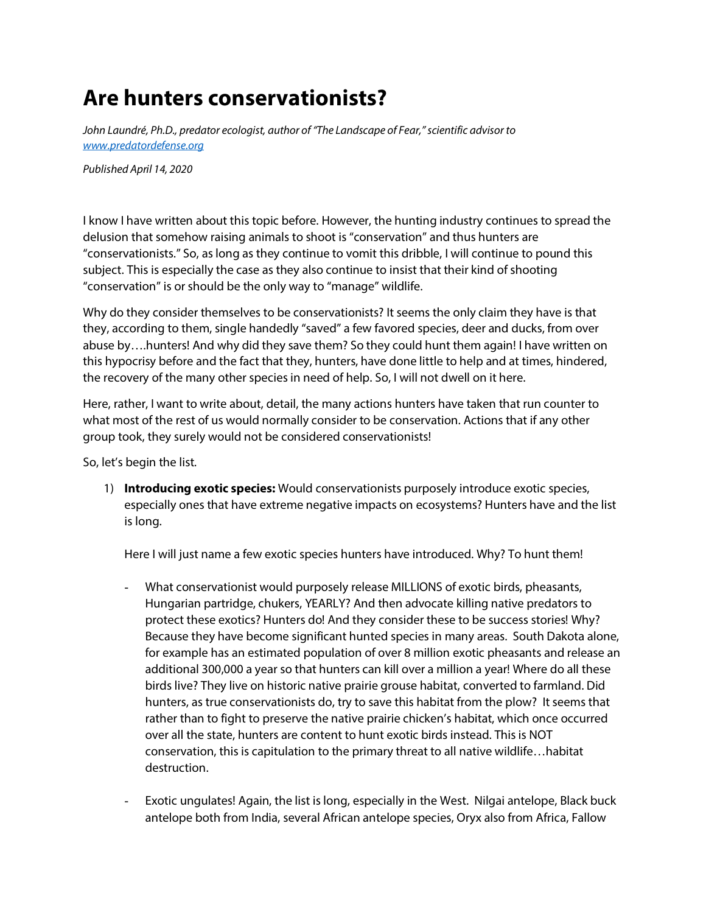# Are hunters conservationists?

*John Laundré, Ph.D., predator ecologist, author of "The Landscape of Fear," scientific advisor to [www.predatordefense.org](http://www.predatordefense.org)*

*Published April 14, 2020*

I know I have written about this topic before. However, the hunting industry continues to spread the delusion that somehow raising animals to shoot is "conservation" and thus hunters are "conservationists." So, as long as they continue to vomit this dribble, I will continue to pound this subject. This is especially the case as they also continue to insist that their kind of shooting "conservation" is or should be the only way to "manage" wildlife.

Why do they consider themselves to be conservationists? It seems the only claim they have is that they, according to them, single handedly "saved" a few favored species, deer and ducks, from over abuse by….hunters! And why did they save them? So they could hunt them again! I have written on this hypocrisy before and the fact that they, hunters, have done little to help and at times, hindered, the recovery of the many other species in need of help. So, I will not dwell on it here.

Here, rather, I want to write about, detail, the many actions hunters have taken that run counter to what most of the rest of us would normally consider to be conservation. Actions that if any other group took, they surely would not be considered conservationists!

So, let's begin the list.

1) **Introducing exotic species:** Would conservationists purposely introduce exotic species, especially ones that have extreme negative impacts on ecosystems? Hunters have and the list is long.

   Here I will just name a few exotic species hunters have introduced. Why? To hunt them!

   - What conservationist would purposely release MILLIONS of exotic birds, pheasants, Hungarian partridge, chukers, YEARLY? And then advocate killing native predators to protect these exotics? Hunters do! And they consider these to be success stories! Why? Because they have become significant hunted species in many areas. South Dakota alone, for example has an estimated population of over 8 million exotic pheasants and release an additional 300,000 a year so that hunters can kill over a million a year! Where do all these birds live? They live on historic native prairie grouse habitat, converted to farmland. Did hunters, as true conservationists do, try to save this habitat from the plow? It seems that rather than to fight to preserve the native prairie chicken's habitat, which once occurred over all the state, hunters are content to hunt exotic birds instead. This is NOT conservation, this is capitulation to the primary threat to all native wildlife…habitat destruction.

   - Exotic ungulates! Again, the list is long, especially in the West. Nilgai antelope, Black buck antelope both from India, several African antelope species, Oryx also from Africa, Fallow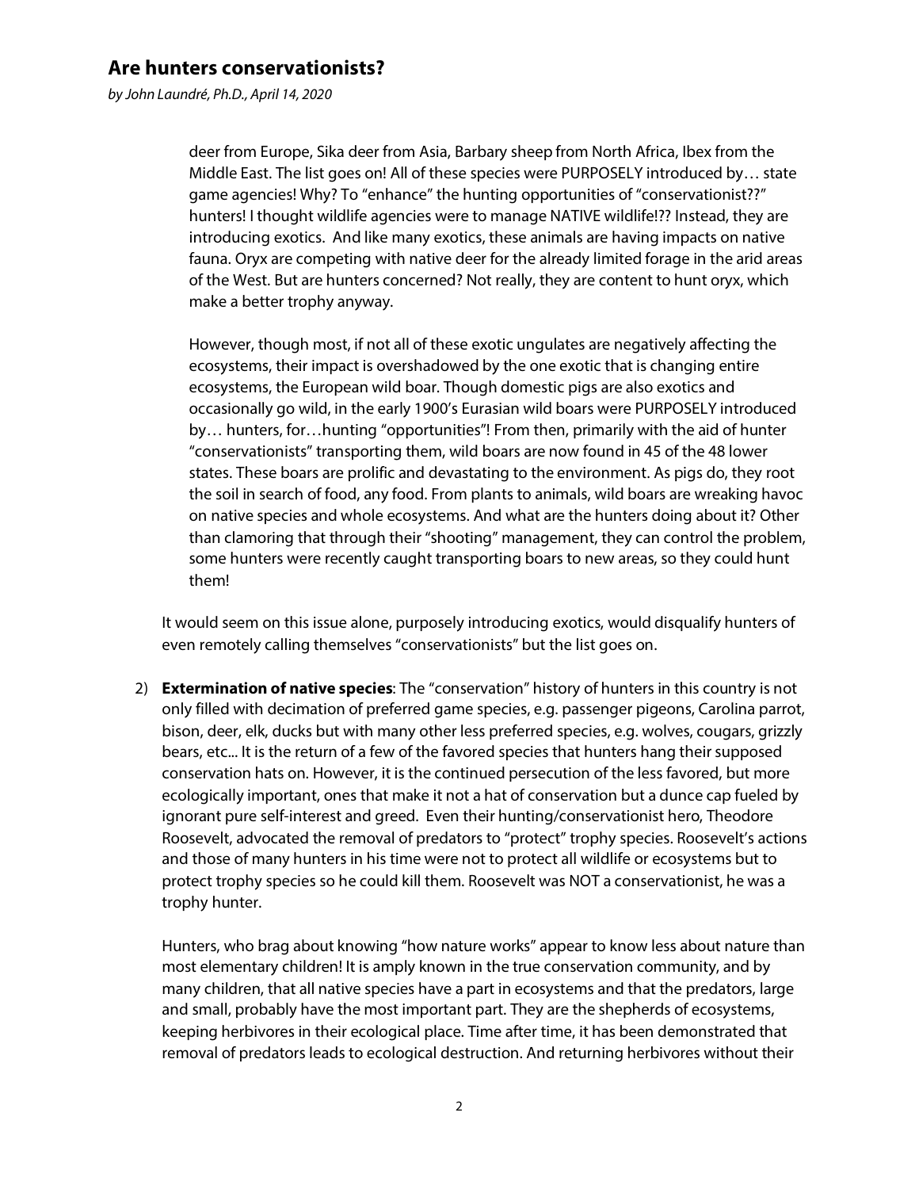deer from Europe, Sika deer from Asia, Barbary sheep from North Africa, Ibex from the Middle East. The list goes on! All of these species were PURPOSELY introduced by… state game agencies! Why? To "enhance" the hunting opportunities of "conservationist??" hunters! I thought wildlife agencies were to manage NATIVE wildlife!?? Instead, they are introducing exotics. And like many exotics, these animals are having impacts on native fauna. Oryx are competing with native deer for the already limited forage in the arid areas of the West. But are hunters concerned? Not really, they are content to hunt oryx, which make a better trophy anyway.

However, though most, if not all of these exotic ungulates are negatively affecting the ecosystems, their impact is overshadowed by the one exotic that is changing entire ecosystems, the European wild boar. Though domestic pigs are also exotics and occasionally go wild, in the early 1900's Eurasian wild boars were PURPOSELY introduced by… hunters, for…hunting "opportunities"! From then, primarily with the aid of hunter "conservationists" transporting them, wild boars are now found in 45 of the 48 lower states. These boars are prolific and devastating to the environment. As pigs do, they root the soil in search of food, any food. From plants to animals, wild boars are wreaking havoc on native species and whole ecosystems. And what are the hunters doing about it? Other than clamoring that through their "shooting" management, they can control the problem, some hunters were recently caught transporting boars to new areas, so they could hunt them!

It would seem on this issue alone, purposely introducing exotics, would disqualify hunters of even remotely calling themselves "conservationists" but the list goes on.

2) **Extermination of native species**: The "conservation" history of hunters in this country is not only filled with decimation of preferred game species, e.g. passenger pigeons, Carolina parrot, bison, deer, elk, ducks but with many other less preferred species, e.g. wolves, cougars, grizzly bears, etc... It is the return of a few of the favored species that hunters hang their supposed conservation hats on. However, it is the continued persecution of the less favored, but more ecologically important, ones that make it not a hat of conservation but a dunce cap fueled by ignorant pure self-interest and greed. Even their hunting/conservationist hero, Theodore Roosevelt, advocated the removal of predators to "protect" trophy species. Roosevelt's actions and those of many hunters in his time were not to protect all wildlife or ecosystems but to protect trophy species so he could kill them. Roosevelt was NOT a conservationist, he was a trophy hunter.

   Hunters, who brag about knowing "how nature works" appear to know less about nature than most elementary children! It is amply known in the true conservation community, and by many children, that all native species have a part in ecosystems and that the predators, large and small, probably have the most important part. They are the shepherds of ecosystems, keeping herbivores in their ecological place. Time after time, it has been demonstrated that removal of predators leads to ecological destruction. And returning herbivores without their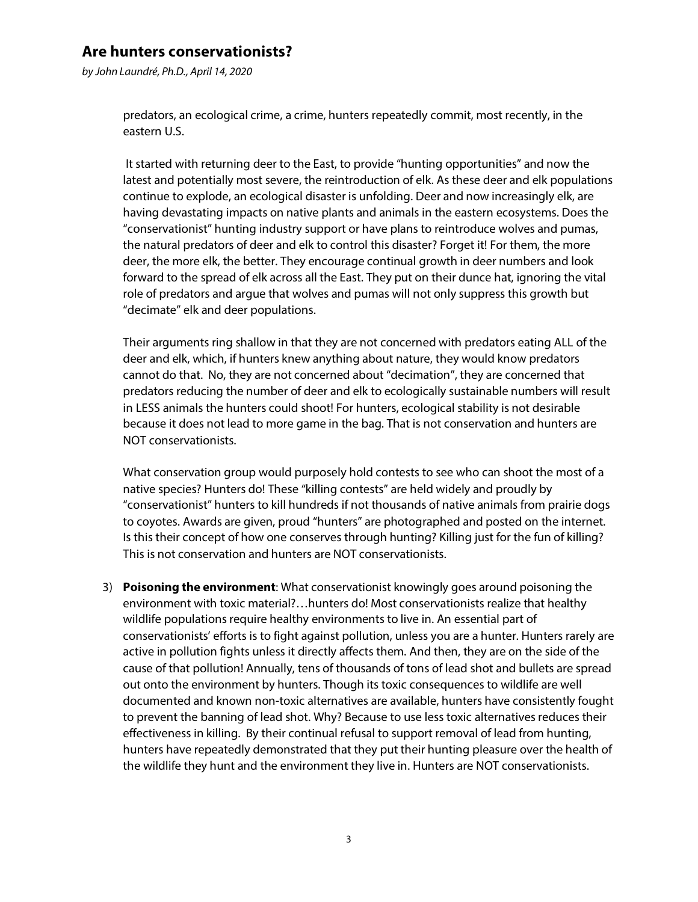predators, an ecological crime, a crime, hunters repeatedly commit, most recently, in the eastern U.S.

It started with returning deer to the East, to provide "hunting opportunities" and now the latest and potentially most severe, the reintroduction of elk. As these deer and elk populations continue to explode, an ecological disaster is unfolding. Deer and now increasingly elk, are having devastating impacts on native plants and animals in the eastern ecosystems. Does the "conservationist" hunting industry support or have plans to reintroduce wolves and pumas, the natural predators of deer and elk to control this disaster? Forget it! For them, the more deer, the more elk, the better. They encourage continual growth in deer numbers and look forward to the spread of elk across all the East. They put on their dunce hat, ignoring the vital role of predators and argue that wolves and pumas will not only suppress this growth but "decimate" elk and deer populations.

Their arguments ring shallow in that they are not concerned with predators eating ALL of the deer and elk, which, if hunters knew anything about nature, they would know predators cannot do that. No, they are not concerned about "decimation", they are concerned that predators reducing the number of deer and elk to ecologically sustainable numbers will result in LESS animals the hunters could shoot! For hunters, ecological stability is not desirable because it does not lead to more game in the bag. That is not conservation and hunters are NOT conservationists.

What conservation group would purposely hold contests to see who can shoot the most of a native species? Hunters do! These "killing contests" are held widely and proudly by "conservationist" hunters to kill hundreds if not thousands of native animals from prairie dogs to coyotes. Awards are given, proud "hunters" are photographed and posted on the internet. Is this their concept of how one conserves through hunting? Killing just for the fun of killing? This is not conservation and hunters are NOT conservationists.

3) **Poisoning the environment**: What conservationist knowingly goes around poisoning the environment with toxic material?…hunters do! Most conservationists realize that healthy wildlife populations require healthy environments to live in. An essential part of conservationists' efforts is to fight against pollution, unless you are a hunter. Hunters rarely are active in pollution fights unless it directly affects them. And then, they are on the side of the cause of that pollution! Annually, tens of thousands of tons of lead shot and bullets are spread out onto the environment by hunters. Though its toxic consequences to wildlife are well documented and known non-toxic alternatives are available, hunters have consistently fought to prevent the banning of lead shot. Why? Because to use less toxic alternatives reduces their effectiveness in killing. By their continual refusal to support removal of lead from hunting, hunters have repeatedly demonstrated that they put their hunting pleasure over the health of the wildlife they hunt and the environment they live in. Hunters are NOT conservationists.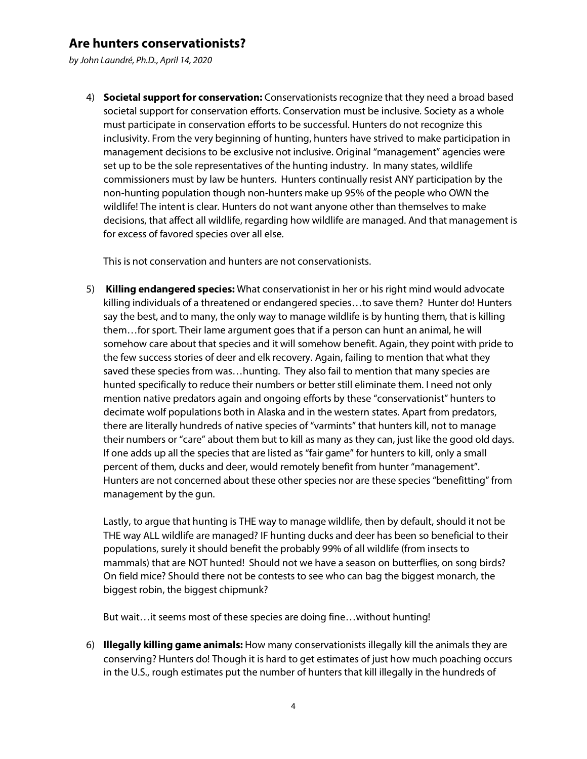4) **Societal support for conservation:** Conservationists recognize that they need a broad based societal support for conservation efforts. Conservation must be inclusive. Society as a whole must participate in conservation efforts to be successful. Hunters do not recognize this inclusivity. From the very beginning of hunting, hunters have strived to make participation in management decisions to be exclusive not inclusive. Original "management" agencies were set up to be the sole representatives of the hunting industry. In many states, wildlife commissioners must by law be hunters. Hunters continually resist ANY participation by the non-hunting population though non-hunters make up 95% of the people who OWN the wildlife! The intent is clear. Hunters do not want anyone other than themselves to make decisions, that affect all wildlife, regarding how wildlife are managed. And that management is for excess of favored species over all else.

   This is not conservation and hunters are not conservationists.

5) **Killing endangered species:** What conservationist in her or his right mind would advocate killing individuals of a threatened or endangered species…to save them? Hunter do! Hunters say the best, and to many, the only way to manage wildlife is by hunting them, that is killing them…for sport. Their lame argument goes that if a person can hunt an animal, he will somehow care about that species and it will somehow benefit. Again, they point with pride to the few success stories of deer and elk recovery. Again, failing to mention that what they saved these species from was…hunting. They also fail to mention that many species are hunted specifically to reduce their numbers or better still eliminate them. I need not only mention native predators again and ongoing efforts by these "conservationist" hunters to decimate wolf populations both in Alaska and in the western states. Apart from predators, there are literally hundreds of native species of "varmints" that hunters kill, not to manage their numbers or "care" about them but to kill as many as they can, just like the good old days. If one adds up all the species that are listed as "fair game" for hunters to kill, only a small percent of them, ducks and deer, would remotely benefit from hunter "management". Hunters are not concerned about these other species nor are these species "benefitting" from management by the gun.

   Lastly, to argue that hunting is THE way to manage wildlife, then by default, should it not be THE way ALL wildlife are managed? IF hunting ducks and deer has been so beneficial to their populations, surely it should benefit the probably 99% of all wildlife (from insects to mammals) that are NOT hunted! Should not we have a season on butterflies, on song birds? On field mice? Should there not be contests to see who can bag the biggest monarch, the biggest robin, the biggest chipmunk?

   But wait…it seems most of these species are doing fine…without hunting!

6) **Illegally killing game animals:** How many conservationists illegally kill the animals they are conserving? Hunters do! Though it is hard to get estimates of just how much poaching occurs in the U.S., rough estimates put the number of hunters that kill illegally in the hundreds of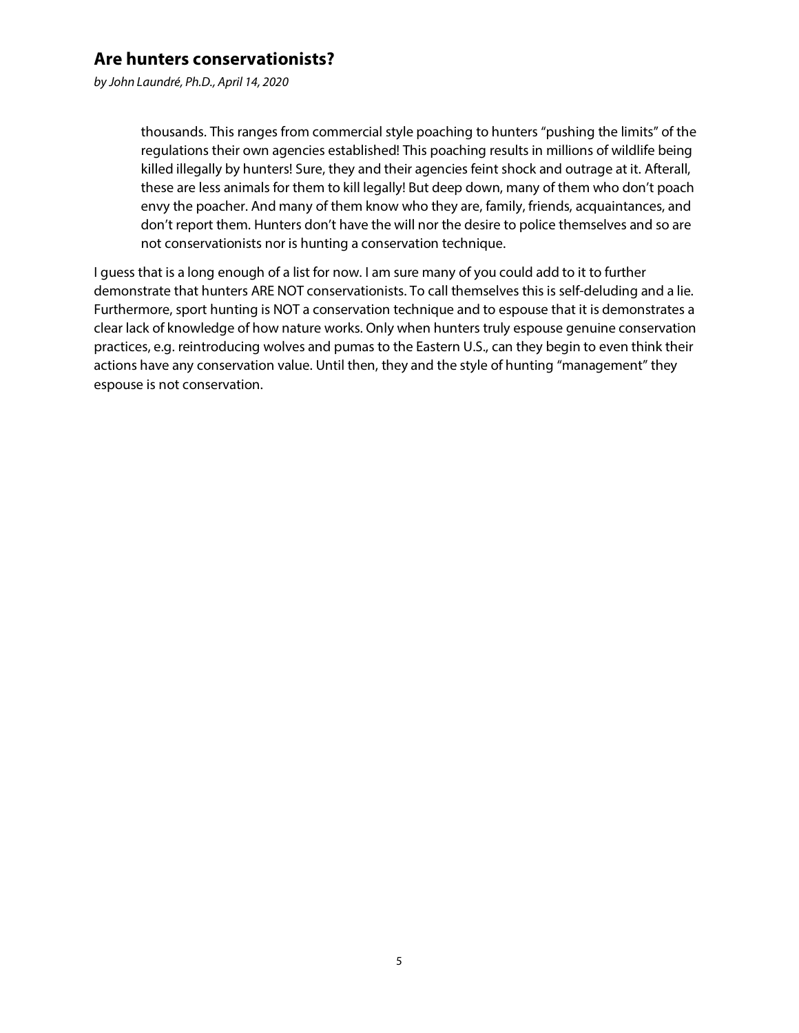thousands. This ranges from commercial style poaching to hunters "pushing the limits" of the regulations their own agencies established! This poaching results in millions of wildlife being killed illegally by hunters! Sure, they and their agencies feint shock and outrage at it. Afterall, these are less animals for them to kill legally! But deep down, many of them who don't poach envy the poacher. And many of them know who they are, family, friends, acquaintances, and don't report them. Hunters don't have the will nor the desire to police themselves and so are not conservationists nor is hunting a conservation technique.

I guess that is a long enough of a list for now. I am sure many of you could add to it to further demonstrate that hunters ARE NOT conservationists. To call themselves this is self-deluding and a lie. Furthermore, sport hunting is NOT a conservation technique and to espouse that it is demonstrates a clear lack of knowledge of how nature works. Only when hunters truly espouse genuine conservation practices, e.g. reintroducing wolves and pumas to the Eastern U.S., can they begin to even think their actions have any conservation value. Until then, they and the style of hunting "management" they espouse is not conservation.